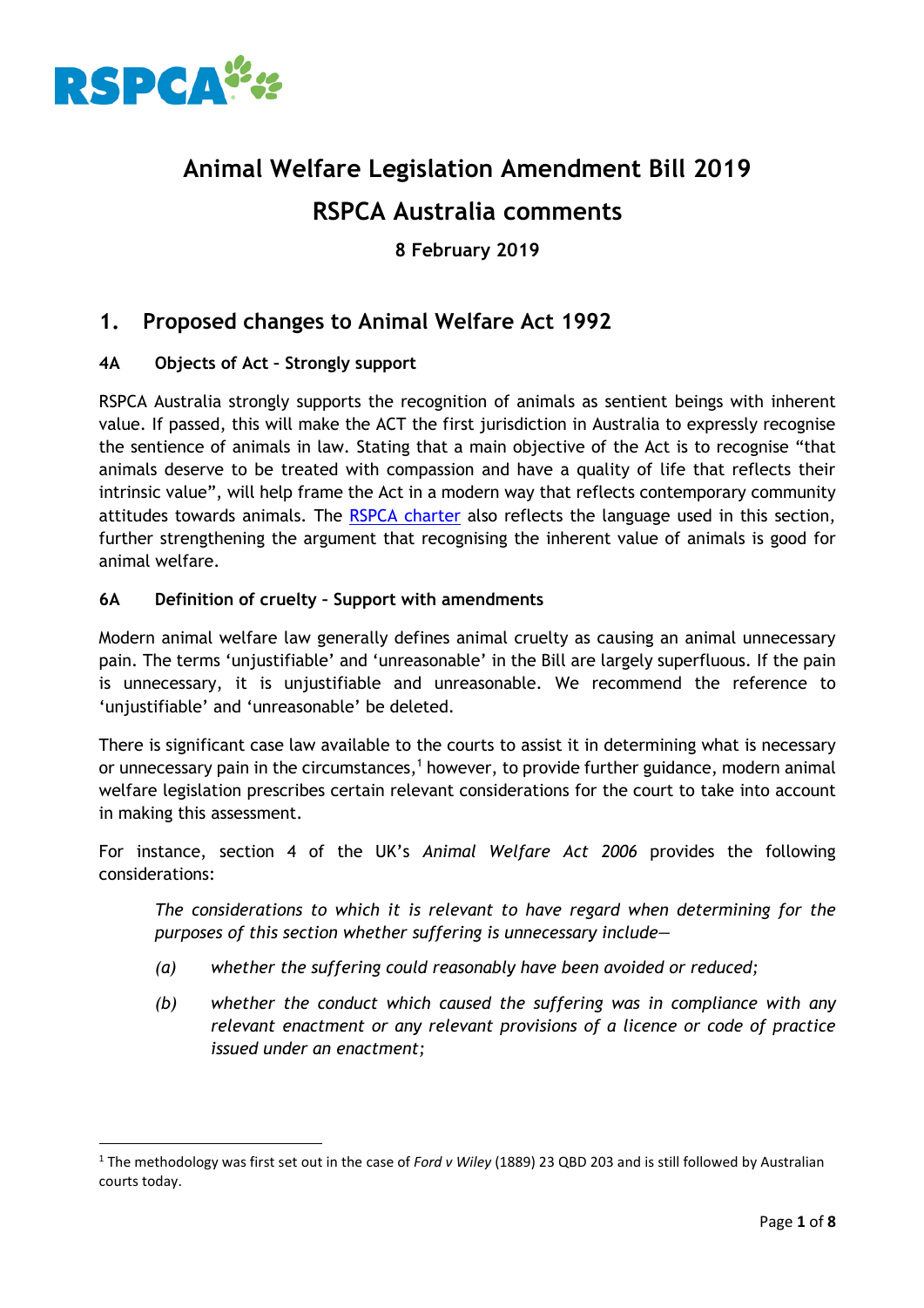# Animal Welfare Legislation Amendment Bill 2019

# RSPCA Australia comments

**8 February 2019**

## 1. Proposed changes to Animal Welfare Act 1992

### 4A Objects of Act – Strongly support

RSPCA Australia strongly supports the recognition of animals as sentient beings with inherent value. If passed, this will make the ACT the first jurisdiction in Australia to expressly recognise the sentience of animals in law. Stating that a main objective of the Act is to recognise "that animals deserve to be treated with compassion and have a quality of life that reflects their intrinsic value", will help frame the Act in a modern way that reflects contemporary community attitudes towards animals. The RSPCA charter also reflects the language used in this section, further strengthening the argument that recognising the inherent value of animals is good for animal welfare.

### 6A Definition of cruelty – Support with amendments

Modern animal welfare law generally defines animal cruelty as causing an animal unnecessary pain. The terms 'unjustifiable' and 'unreasonable' in the Bill are largely superfluous. If the pain is unnecessary, it is unjustifiable and unreasonable. We recommend the reference to 'unjustifiable' and 'unreasonable' be deleted.

There is significant case law available to the courts to assist it in determining what is necessary or unnecessary pain in the circumstances,[1] however, to provide further guidance, modern animal welfare legislation prescribes certain relevant considerations for the court to take into account in making this assessment.

For instance, section 4 of the UK's *Animal Welfare Act 2006* provides the following considerations:

> *The considerations to which it is relevant to have regard when determining for the purposes of this section whether suffering is unnecessary include—*
>
> *(a) whether the suffering could reasonably have been avoided or reduced;*
>
> *(b) whether the conduct which caused the suffering was in compliance with any relevant enactment or any relevant provisions of a licence or code of practice issued under an enactment;*

[1] The methodology was first set out in the case of *Ford v Wiley* (1889) 23 QBD 203 and is still followed by Australian courts today.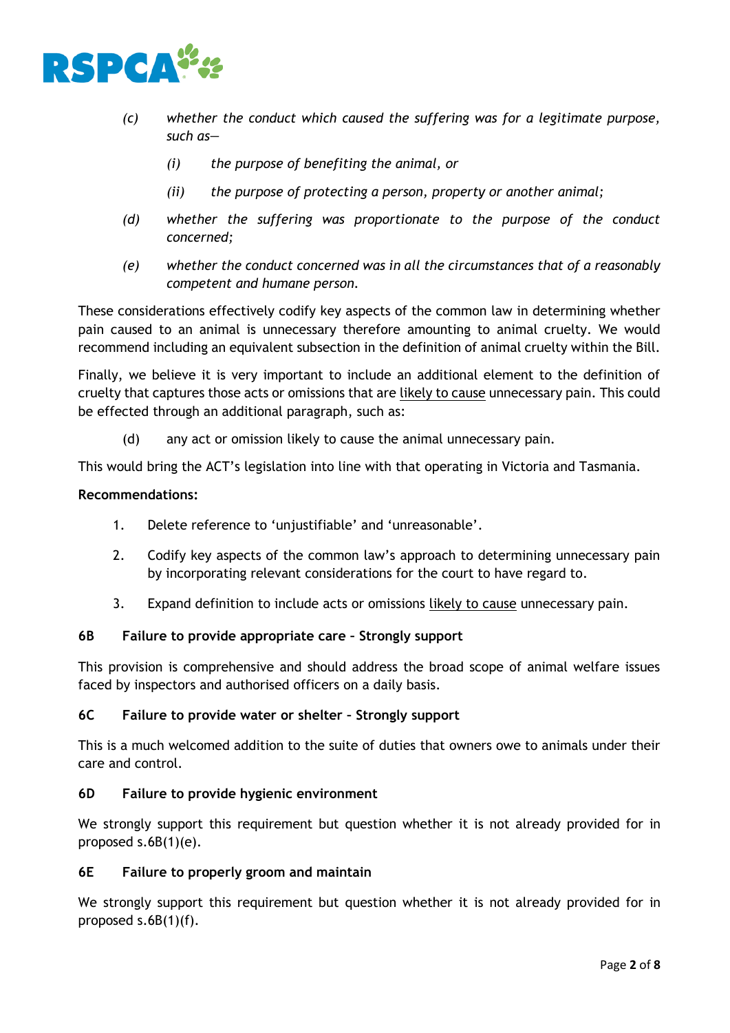> *(c)* *whether the conduct which caused the suffering was for a legitimate purpose, such as—*
>
> > *(i)* *the purpose of benefiting the animal, or*
> >
> > *(ii)* *the purpose of protecting a person, property or another animal;*
>
> *(d)* *whether the suffering was proportionate to the purpose of the conduct concerned;*
>
> *(e)* *whether the conduct concerned was in all the circumstances that of a reasonably competent and humane person.*

These considerations effectively codify key aspects of the common law in determining whether pain caused to an animal is unnecessary therefore amounting to animal cruelty. We would recommend including an equivalent subsection in the definition of animal cruelty within the Bill.

Finally, we believe it is very important to include an additional element to the definition of cruelty that captures those acts or omissions that are likely to cause unnecessary pain. This could be effected through an additional paragraph, such as:

> (d) any act or omission likely to cause the animal unnecessary pain.

This would bring the ACT's legislation into line with that operating in Victoria and Tasmania.

**Recommendations:**

1. Delete reference to 'unjustifiable' and 'unreasonable'.
2. Codify key aspects of the common law's approach to determining unnecessary pain by incorporating relevant considerations for the court to have regard to.
3. Expand definition to include acts or omissions likely to cause unnecessary pain.

**6B Failure to provide appropriate care – Strongly support**

This provision is comprehensive and should address the broad scope of animal welfare issues faced by inspectors and authorised officers on a daily basis.

**6C Failure to provide water or shelter – Strongly support**

This is a much welcomed addition to the suite of duties that owners owe to animals under their care and control.

**6D Failure to provide hygienic environment**

We strongly support this requirement but question whether it is not already provided for in proposed s.6B(1)(e).

**6E Failure to properly groom and maintain**

We strongly support this requirement but question whether it is not already provided for in proposed s.6B(1)(f).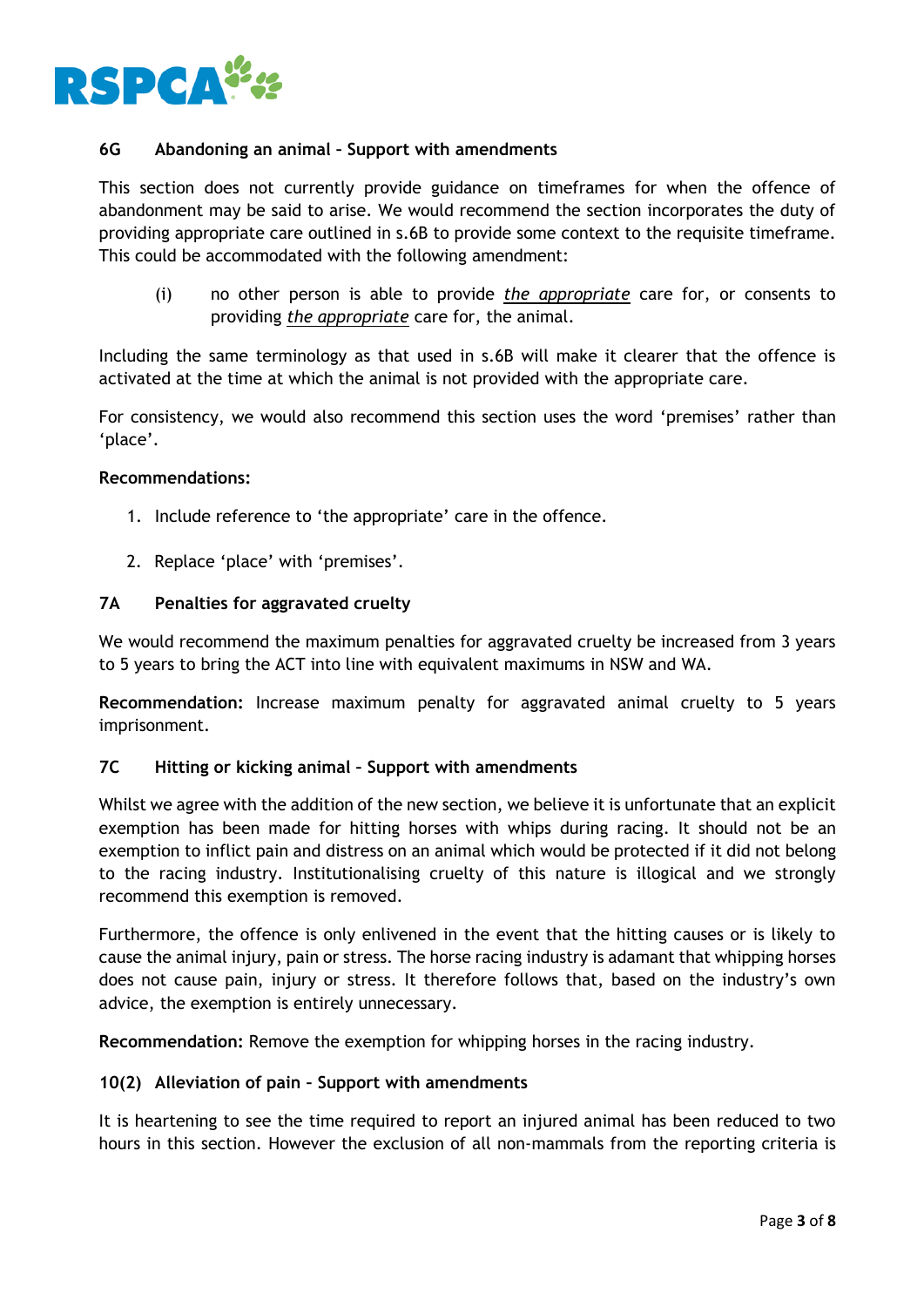### 6G Abandoning an animal – Support with amendments

This section does not currently provide guidance on timeframes for when the offence of abandonment may be said to arise. We would recommend the section incorporates the duty of providing appropriate care outlined in s.6B to provide some context to the requisite timeframe. This could be accommodated with the following amendment:

> (i) no other person is able to provide ***the appropriate*** care for, or consents to providing ***the appropriate*** care for, the animal.

Including the same terminology as that used in s.6B will make it clearer that the offence is activated at the time at which the animal is not provided with the appropriate care.

For consistency, we would also recommend this section uses the word 'premises' rather than 'place'.

**Recommendations:**

1. Include reference to 'the appropriate' care in the offence.
2. Replace 'place' with 'premises'.

### 7A Penalties for aggravated cruelty

We would recommend the maximum penalties for aggravated cruelty be increased from 3 years to 5 years to bring the ACT into line with equivalent maximums in NSW and WA.

**Recommendation:** Increase maximum penalty for aggravated animal cruelty to 5 years imprisonment.

### 7C Hitting or kicking animal – Support with amendments

Whilst we agree with the addition of the new section, we believe it is unfortunate that an explicit exemption has been made for hitting horses with whips during racing. It should not be an exemption to inflict pain and distress on an animal which would be protected if it did not belong to the racing industry. Institutionalising cruelty of this nature is illogical and we strongly recommend this exemption is removed.

Furthermore, the offence is only enlivened in the event that the hitting causes or is likely to cause the animal injury, pain or stress. The horse racing industry is adamant that whipping horses does not cause pain, injury or stress. It therefore follows that, based on the industry's own advice, the exemption is entirely unnecessary.

**Recommendation:** Remove the exemption for whipping horses in the racing industry.

### 10(2) Alleviation of pain – Support with amendments

It is heartening to see the time required to report an injured animal has been reduced to two hours in this section. However the exclusion of all non-mammals from the reporting criteria is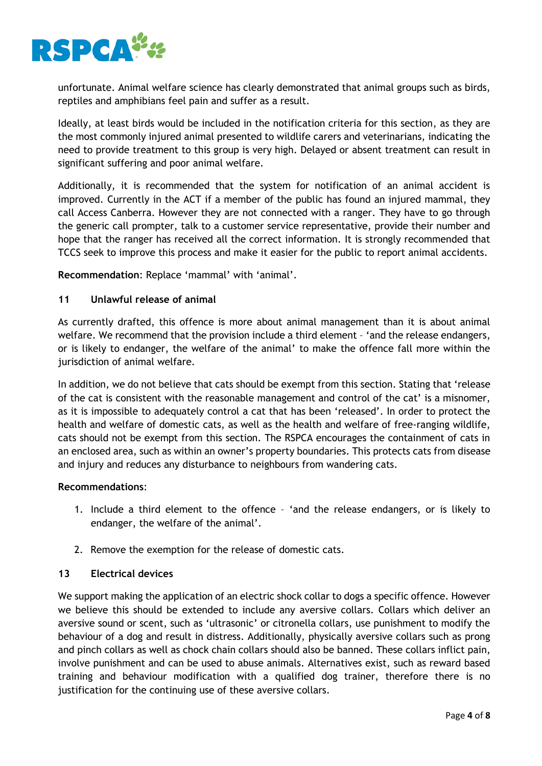unfortunate. Animal welfare science has clearly demonstrated that animal groups such as birds, reptiles and amphibians feel pain and suffer as a result.

Ideally, at least birds would be included in the notification criteria for this section, as they are the most commonly injured animal presented to wildlife carers and veterinarians, indicating the need to provide treatment to this group is very high. Delayed or absent treatment can result in significant suffering and poor animal welfare.

Additionally, it is recommended that the system for notification of an animal accident is improved. Currently in the ACT if a member of the public has found an injured mammal, they call Access Canberra. However they are not connected with a ranger. They have to go through the generic call prompter, talk to a customer service representative, provide their number and hope that the ranger has received all the correct information. It is strongly recommended that TCCS seek to improve this process and make it easier for the public to report animal accidents.

**Recommendation**: Replace 'mammal' with 'animal'.

### 11 Unlawful release of animal

As currently drafted, this offence is more about animal management than it is about animal welfare. We recommend that the provision include a third element – 'and the release endangers, or is likely to endanger, the welfare of the animal' to make the offence fall more within the jurisdiction of animal welfare.

In addition, we do not believe that cats should be exempt from this section. Stating that 'release of the cat is consistent with the reasonable management and control of the cat' is a misnomer, as it is impossible to adequately control a cat that has been 'released'. In order to protect the health and welfare of domestic cats, as well as the health and welfare of free-ranging wildlife, cats should not be exempt from this section. The RSPCA encourages the containment of cats in an enclosed area, such as within an owner's property boundaries. This protects cats from disease and injury and reduces any disturbance to neighbours from wandering cats.

**Recommendations**:

1. Include a third element to the offence – 'and the release endangers, or is likely to endanger, the welfare of the animal'.
2. Remove the exemption for the release of domestic cats.

### 13 Electrical devices

We support making the application of an electric shock collar to dogs a specific offence. However we believe this should be extended to include any aversive collars. Collars which deliver an aversive sound or scent, such as 'ultrasonic' or citronella collars, use punishment to modify the behaviour of a dog and result in distress. Additionally, physically aversive collars such as prong and pinch collars as well as chock chain collars should also be banned. These collars inflict pain, involve punishment and can be used to abuse animals. Alternatives exist, such as reward based training and behaviour modification with a qualified dog trainer, therefore there is no justification for the continuing use of these aversive collars.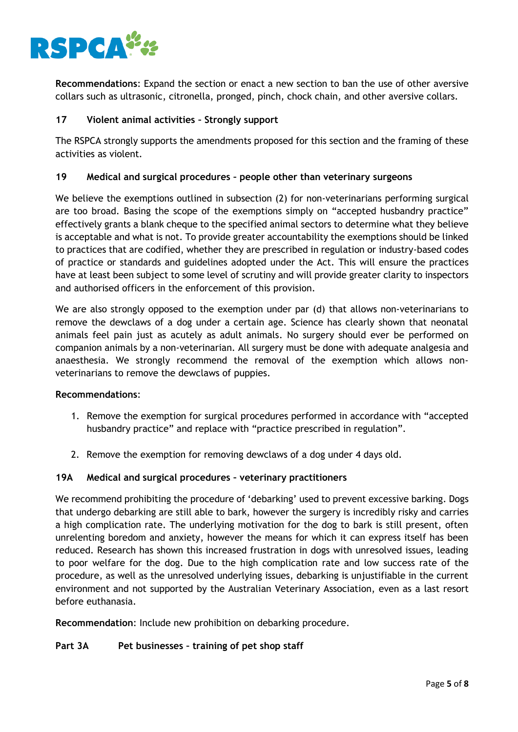**Recommendations**: Expand the section or enact a new section to ban the use of other aversive collars such as ultrasonic, citronella, pronged, pinch, chock chain, and other aversive collars.

### 17 Violent animal activities – Strongly support

The RSPCA strongly supports the amendments proposed for this section and the framing of these activities as violent.

### 19 Medical and surgical procedures – people other than veterinary surgeons

We believe the exemptions outlined in subsection (2) for non-veterinarians performing surgical are too broad. Basing the scope of the exemptions simply on "accepted husbandry practice" effectively grants a blank cheque to the specified animal sectors to determine what they believe is acceptable and what is not. To provide greater accountability the exemptions should be linked to practices that are codified, whether they are prescribed in regulation or industry-based codes of practice or standards and guidelines adopted under the Act. This will ensure the practices have at least been subject to some level of scrutiny and will provide greater clarity to inspectors and authorised officers in the enforcement of this provision.

We are also strongly opposed to the exemption under par (d) that allows non-veterinarians to remove the dewclaws of a dog under a certain age. Science has clearly shown that neonatal animals feel pain just as acutely as adult animals. No surgery should ever be performed on companion animals by a non-veterinarian. All surgery must be done with adequate analgesia and anaesthesia. We strongly recommend the removal of the exemption which allows non-veterinarians to remove the dewclaws of puppies.

**Recommendations**:

1. Remove the exemption for surgical procedures performed in accordance with "accepted husbandry practice" and replace with "practice prescribed in regulation".

2. Remove the exemption for removing dewclaws of a dog under 4 days old.

### 19A Medical and surgical procedures – veterinary practitioners

We recommend prohibiting the procedure of 'debarking' used to prevent excessive barking. Dogs that undergo debarking are still able to bark, however the surgery is incredibly risky and carries a high complication rate. The underlying motivation for the dog to bark is still present, often unrelenting boredom and anxiety, however the means for which it can express itself has been reduced. Research has shown this increased frustration in dogs with unresolved issues, leading to poor welfare for the dog. Due to the high complication rate and low success rate of the procedure, as well as the unresolved underlying issues, debarking is unjustifiable in the current environment and not supported by the Australian Veterinary Association, even as a last resort before euthanasia.

**Recommendation**: Include new prohibition on debarking procedure.

### Part 3A Pet businesses – training of pet shop staff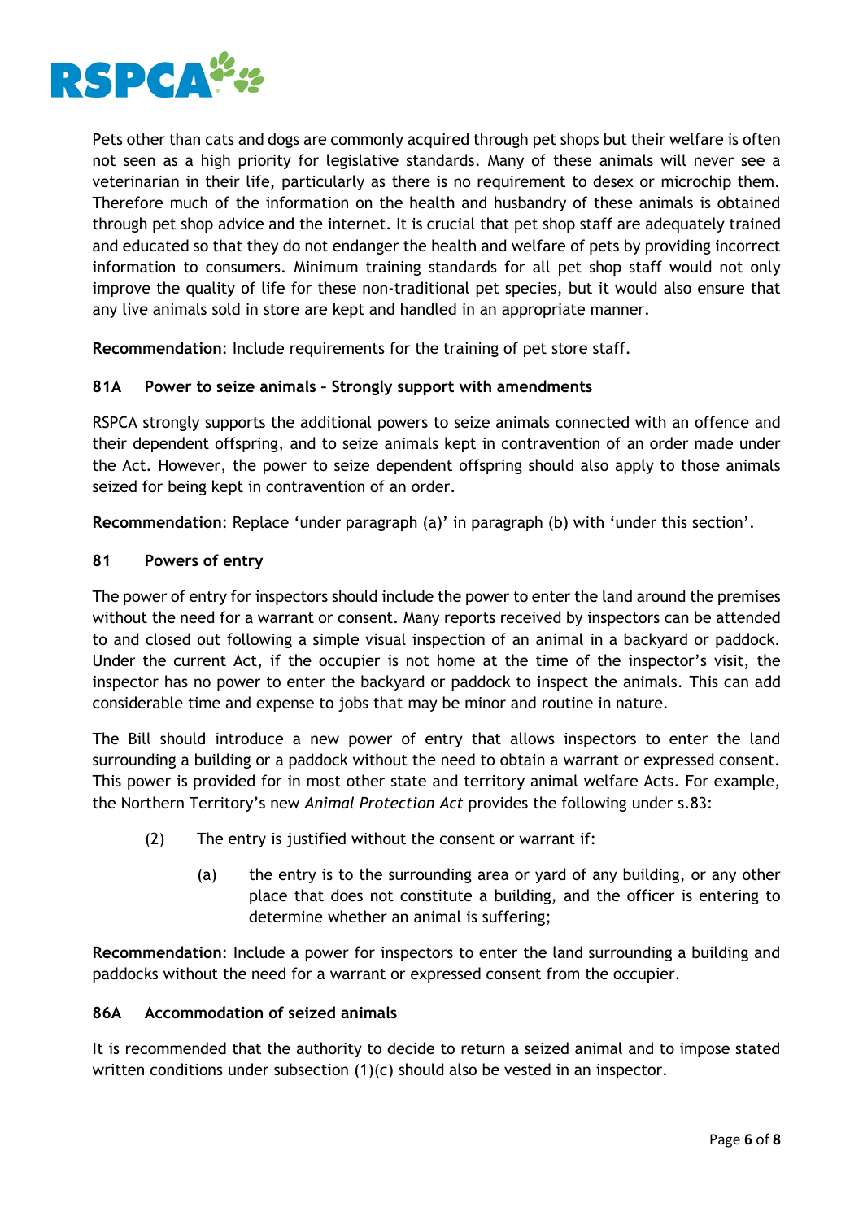Pets other than cats and dogs are commonly acquired through pet shops but their welfare is often not seen as a high priority for legislative standards. Many of these animals will never see a veterinarian in their life, particularly as there is no requirement to desex or microchip them. Therefore much of the information on the health and husbandry of these animals is obtained through pet shop advice and the internet. It is crucial that pet shop staff are adequately trained and educated so that they do not endanger the health and welfare of pets by providing incorrect information to consumers. Minimum training standards for all pet shop staff would not only improve the quality of life for these non-traditional pet species, but it would also ensure that any live animals sold in store are kept and handled in an appropriate manner.

**Recommendation**: Include requirements for the training of pet store staff.

### 81A Power to seize animals – Strongly support with amendments

RSPCA strongly supports the additional powers to seize animals connected with an offence and their dependent offspring, and to seize animals kept in contravention of an order made under the Act. However, the power to seize dependent offspring should also apply to those animals seized for being kept in contravention of an order.

**Recommendation**: Replace 'under paragraph (a)' in paragraph (b) with 'under this section'.

### 81 Powers of entry

The power of entry for inspectors should include the power to enter the land around the premises without the need for a warrant or consent. Many reports received by inspectors can be attended to and closed out following a simple visual inspection of an animal in a backyard or paddock. Under the current Act, if the occupier is not home at the time of the inspector's visit, the inspector has no power to enter the backyard or paddock to inspect the animals. This can add considerable time and expense to jobs that may be minor and routine in nature.

The Bill should introduce a new power of entry that allows inspectors to enter the land surrounding a building or a paddock without the need to obtain a warrant or expressed consent. This power is provided for in most other state and territory animal welfare Acts. For example, the Northern Territory's new *Animal Protection Act* provides the following under s.83:

> (2) The entry is justified without the consent or warrant if:
>
> > (a) the entry is to the surrounding area or yard of any building, or any other place that does not constitute a building, and the officer is entering to determine whether an animal is suffering;

**Recommendation**: Include a power for inspectors to enter the land surrounding a building and paddocks without the need for a warrant or expressed consent from the occupier.

### 86A Accommodation of seized animals

It is recommended that the authority to decide to return a seized animal and to impose stated written conditions under subsection (1)(c) should also be vested in an inspector.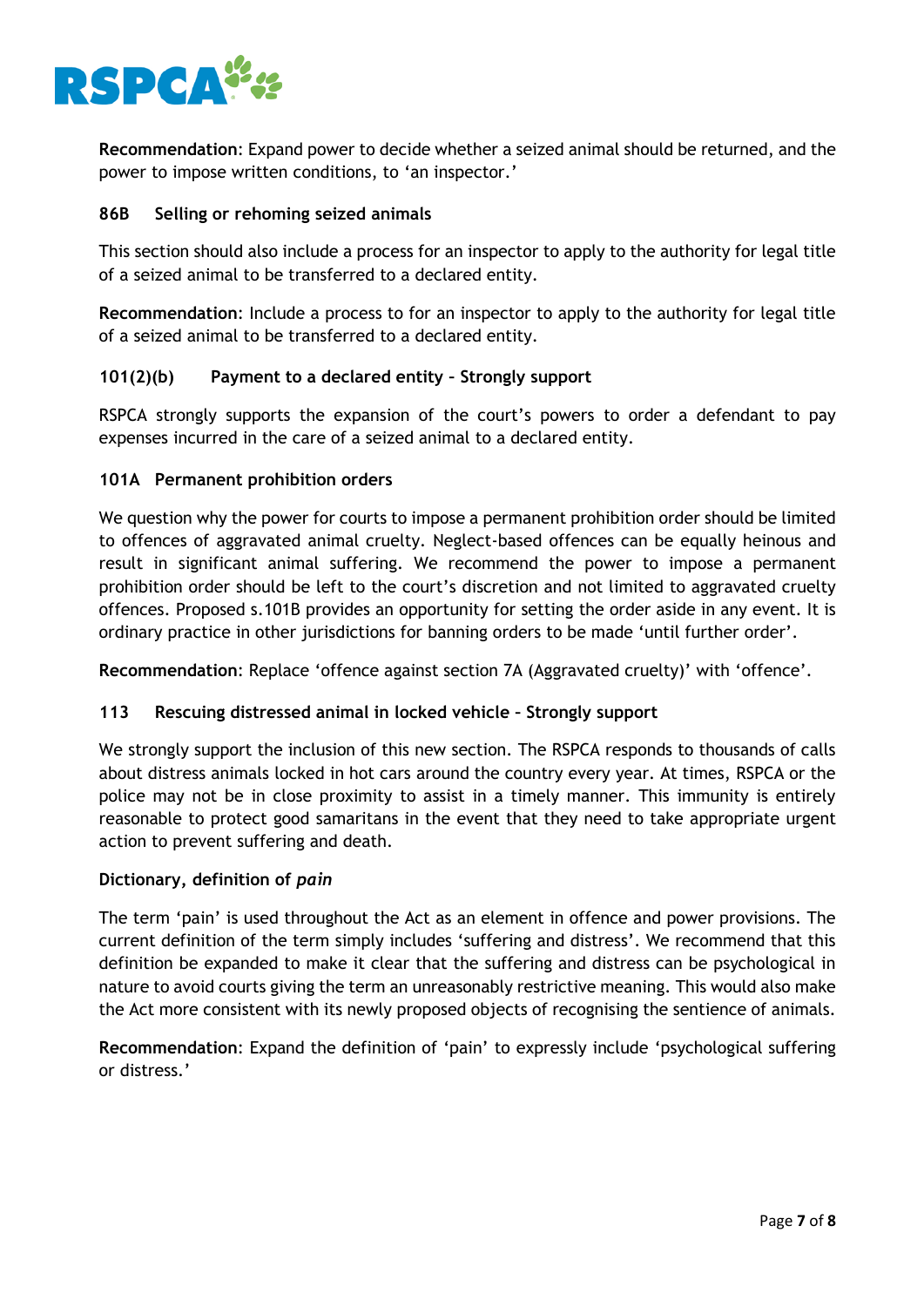**Recommendation**: Expand power to decide whether a seized animal should be returned, and the power to impose written conditions, to 'an inspector.'

### 86B Selling or rehoming seized animals

This section should also include a process for an inspector to apply to the authority for legal title of a seized animal to be transferred to a declared entity.

**Recommendation**: Include a process to for an inspector to apply to the authority for legal title of a seized animal to be transferred to a declared entity.

### 101(2)(b) Payment to a declared entity – Strongly support

RSPCA strongly supports the expansion of the court's powers to order a defendant to pay expenses incurred in the care of a seized animal to a declared entity.

### 101A Permanent prohibition orders

We question why the power for courts to impose a permanent prohibition order should be limited to offences of aggravated animal cruelty. Neglect-based offences can be equally heinous and result in significant animal suffering. We recommend the power to impose a permanent prohibition order should be left to the court's discretion and not limited to aggravated cruelty offences. Proposed s.101B provides an opportunity for setting the order aside in any event. It is ordinary practice in other jurisdictions for banning orders to be made 'until further order'.

**Recommendation**: Replace 'offence against section 7A (Aggravated cruelty)' with 'offence'.

### 113 Rescuing distressed animal in locked vehicle – Strongly support

We strongly support the inclusion of this new section. The RSPCA responds to thousands of calls about distress animals locked in hot cars around the country every year. At times, RSPCA or the police may not be in close proximity to assist in a timely manner. This immunity is entirely reasonable to protect good samaritans in the event that they need to take appropriate urgent action to prevent suffering and death.

### Dictionary, definition of *pain*

The term 'pain' is used throughout the Act as an element in offence and power provisions. The current definition of the term simply includes 'suffering and distress'. We recommend that this definition be expanded to make it clear that the suffering and distress can be psychological in nature to avoid courts giving the term an unreasonably restrictive meaning. This would also make the Act more consistent with its newly proposed objects of recognising the sentience of animals.

**Recommendation**: Expand the definition of 'pain' to expressly include 'psychological suffering or distress.'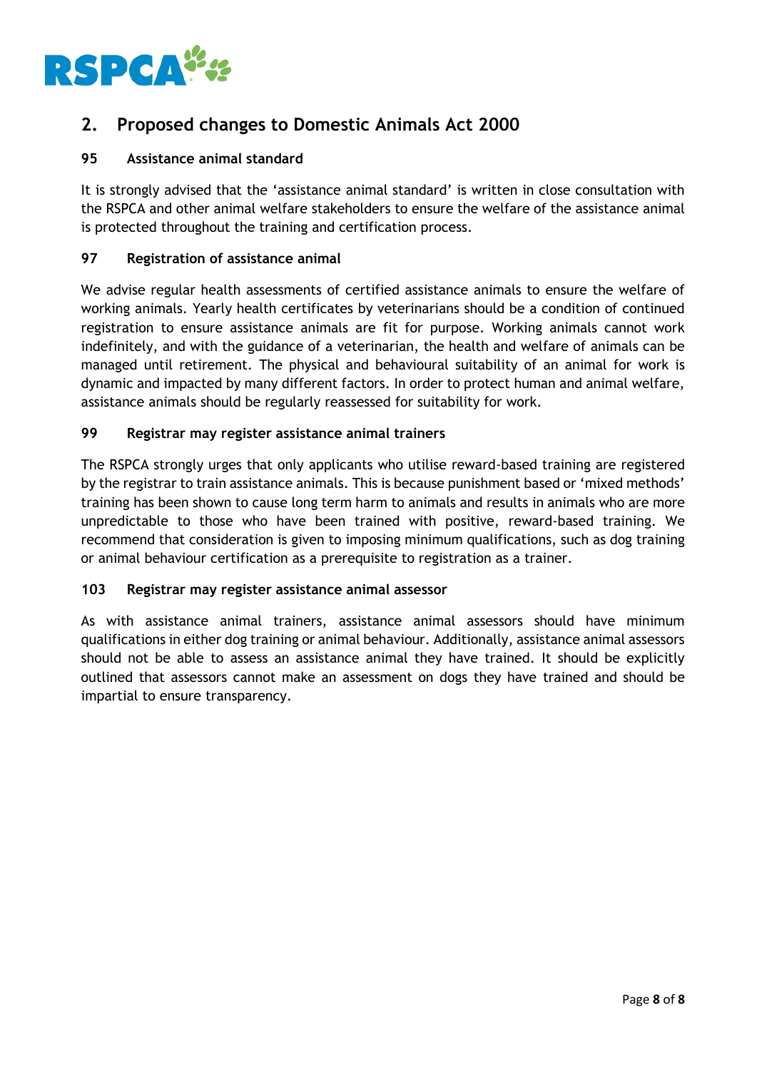## 2. Proposed changes to Domestic Animals Act 2000

### 95 Assistance animal standard

It is strongly advised that the 'assistance animal standard' is written in close consultation with the RSPCA and other animal welfare stakeholders to ensure the welfare of the assistance animal is protected throughout the training and certification process.

### 97 Registration of assistance animal

We advise regular health assessments of certified assistance animals to ensure the welfare of working animals. Yearly health certificates by veterinarians should be a condition of continued registration to ensure assistance animals are fit for purpose. Working animals cannot work indefinitely, and with the guidance of a veterinarian, the health and welfare of animals can be managed until retirement. The physical and behavioural suitability of an animal for work is dynamic and impacted by many different factors. In order to protect human and animal welfare, assistance animals should be regularly reassessed for suitability for work.

### 99 Registrar may register assistance animal trainers

The RSPCA strongly urges that only applicants who utilise reward-based training are registered by the registrar to train assistance animals. This is because punishment based or 'mixed methods' training has been shown to cause long term harm to animals and results in animals who are more unpredictable to those who have been trained with positive, reward-based training. We recommend that consideration is given to imposing minimum qualifications, such as dog training or animal behaviour certification as a prerequisite to registration as a trainer.

### 103 Registrar may register assistance animal assessor

As with assistance animal trainers, assistance animal assessors should have minimum qualifications in either dog training or animal behaviour. Additionally, assistance animal assessors should not be able to assess an assistance animal they have trained. It should be explicitly outlined that assessors cannot make an assessment on dogs they have trained and should be impartial to ensure transparency.